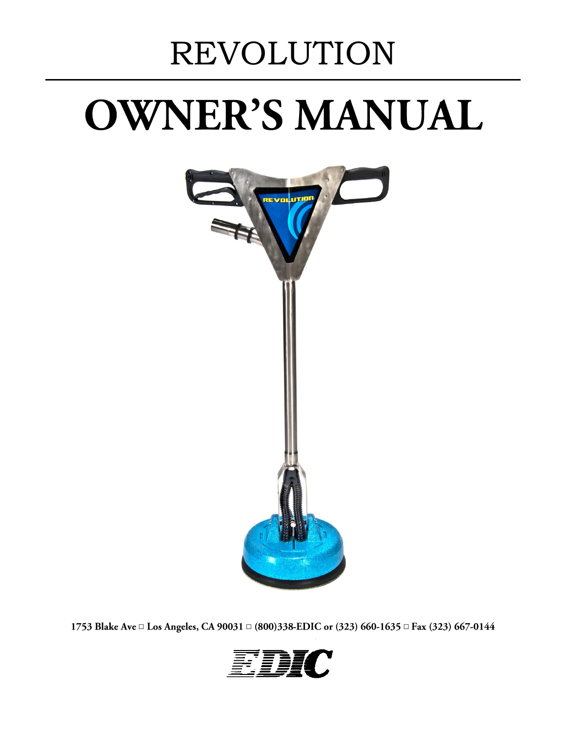# REVOLUTION

# OWNER'S MANUAL

1753 Blake Ave □ Los Angeles, CA 90031 □ (800)338-EDIC or (323) 660-1635 □ Fax (323) 667-0144

EDIC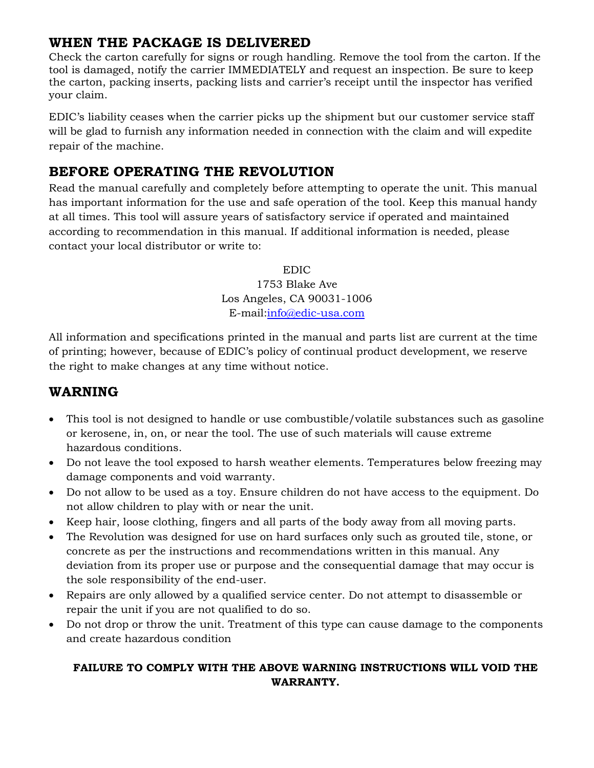## WHEN THE PACKAGE IS DELIVERED

Check the carton carefully for signs or rough handling. Remove the tool from the carton. If the tool is damaged, notify the carrier IMMEDIATELY and request an inspection. Be sure to keep the carton, packing inserts, packing lists and carrier's receipt until the inspector has verified your claim.

EDIC's liability ceases when the carrier picks up the shipment but our customer service staff will be glad to furnish any information needed in connection with the claim and will expedite repair of the machine.

## BEFORE OPERATING THE REVOLUTION

Read the manual carefully and completely before attempting to operate the unit. This manual has important information for the use and safe operation of the tool. Keep this manual handy at all times. This tool will assure years of satisfactory service if operated and maintained according to recommendation in this manual. If additional information is needed, please contact your local distributor or write to:

EDIC
1753 Blake Ave
Los Angeles, CA 90031-1006
E-mail:info@edic-usa.com

All information and specifications printed in the manual and parts list are current at the time of printing; however, because of EDIC's policy of continual product development, we reserve the right to make changes at any time without notice.

## WARNING

- This tool is not designed to handle or use combustible/volatile substances such as gasoline or kerosene, in, on, or near the tool. The use of such materials will cause extreme hazardous conditions.
- Do not leave the tool exposed to harsh weather elements. Temperatures below freezing may damage components and void warranty.
- Do not allow to be used as a toy. Ensure children do not have access to the equipment. Do not allow children to play with or near the unit.
- Keep hair, loose clothing, fingers and all parts of the body away from all moving parts.
- The Revolution was designed for use on hard surfaces only such as grouted tile, stone, or concrete as per the instructions and recommendations written in this manual. Any deviation from its proper use or purpose and the consequential damage that may occur is the sole responsibility of the end-user.
- Repairs are only allowed by a qualified service center. Do not attempt to disassemble or repair the unit if you are not qualified to do so.
- Do not drop or throw the unit. Treatment of this type can cause damage to the components and create hazardous condition

**FAILURE TO COMPLY WITH THE ABOVE WARNING INSTRUCTIONS WILL VOID THE WARRANTY.**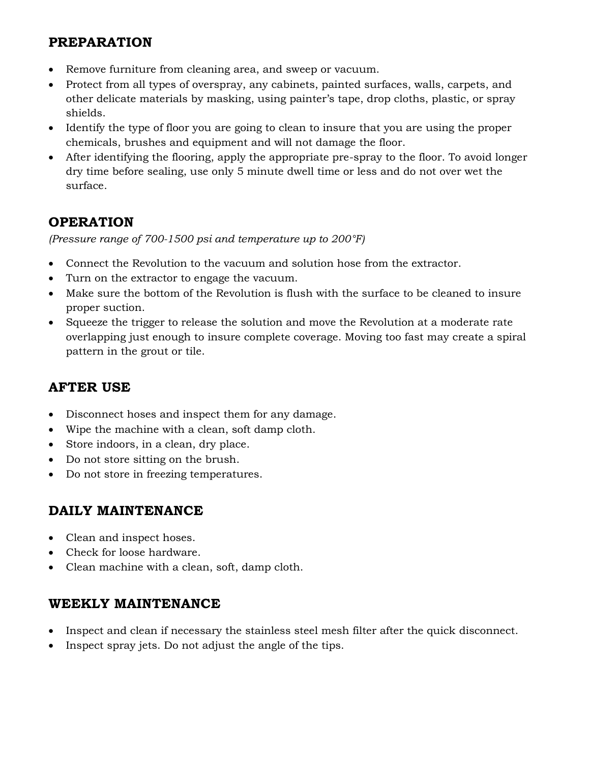## PREPARATION

- Remove furniture from cleaning area, and sweep or vacuum.
- Protect from all types of overspray, any cabinets, painted surfaces, walls, carpets, and other delicate materials by masking, using painter's tape, drop cloths, plastic, or spray shields.
- Identify the type of floor you are going to clean to insure that you are using the proper chemicals, brushes and equipment and will not damage the floor.
- After identifying the flooring, apply the appropriate pre-spray to the floor. To avoid longer dry time before sealing, use only 5 minute dwell time or less and do not over wet the surface.

## OPERATION

*(Pressure range of 700-1500 psi and temperature up to 200°F)*

- Connect the Revolution to the vacuum and solution hose from the extractor.
- Turn on the extractor to engage the vacuum.
- Make sure the bottom of the Revolution is flush with the surface to be cleaned to insure proper suction.
- Squeeze the trigger to release the solution and move the Revolution at a moderate rate overlapping just enough to insure complete coverage. Moving too fast may create a spiral pattern in the grout or tile.

## AFTER USE

- Disconnect hoses and inspect them for any damage.
- Wipe the machine with a clean, soft damp cloth.
- Store indoors, in a clean, dry place.
- Do not store sitting on the brush.
- Do not store in freezing temperatures.

## DAILY MAINTENANCE

- Clean and inspect hoses.
- Check for loose hardware.
- Clean machine with a clean, soft, damp cloth.

## WEEKLY MAINTENANCE

- Inspect and clean if necessary the stainless steel mesh filter after the quick disconnect.
- Inspect spray jets. Do not adjust the angle of the tips.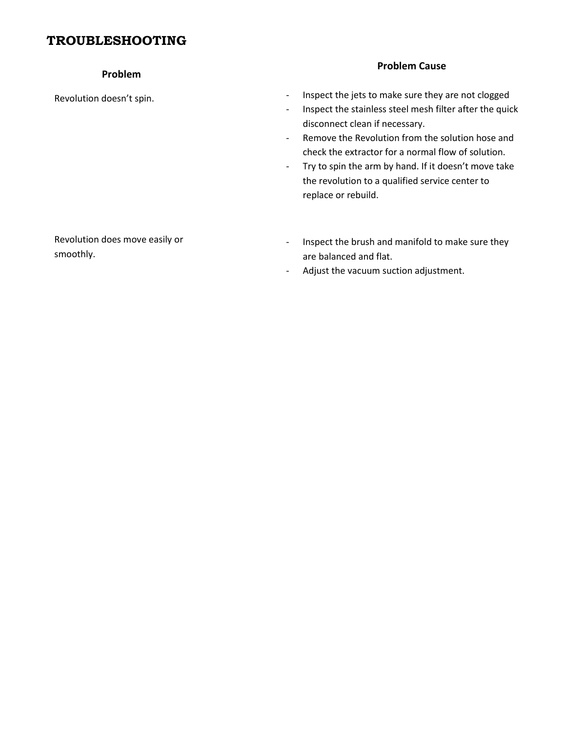# TROUBLESHOOTING

| Problem | Problem Cause |
| --- | --- |
| Revolution doesn’t spin. | - Inspect the jets to make sure they are not clogged<br>- Inspect the stainless steel mesh filter after the quick disconnect clean if necessary.<br>- Remove the Revolution from the solution hose and check the extractor for a normal flow of solution.<br>- Try to spin the arm by hand. If it doesn’t move take the revolution to a qualified service center to replace or rebuild. |
| Revolution does move easily or smoothly. | - Inspect the brush and manifold to make sure they are balanced and flat.<br>- Adjust the vacuum suction adjustment. |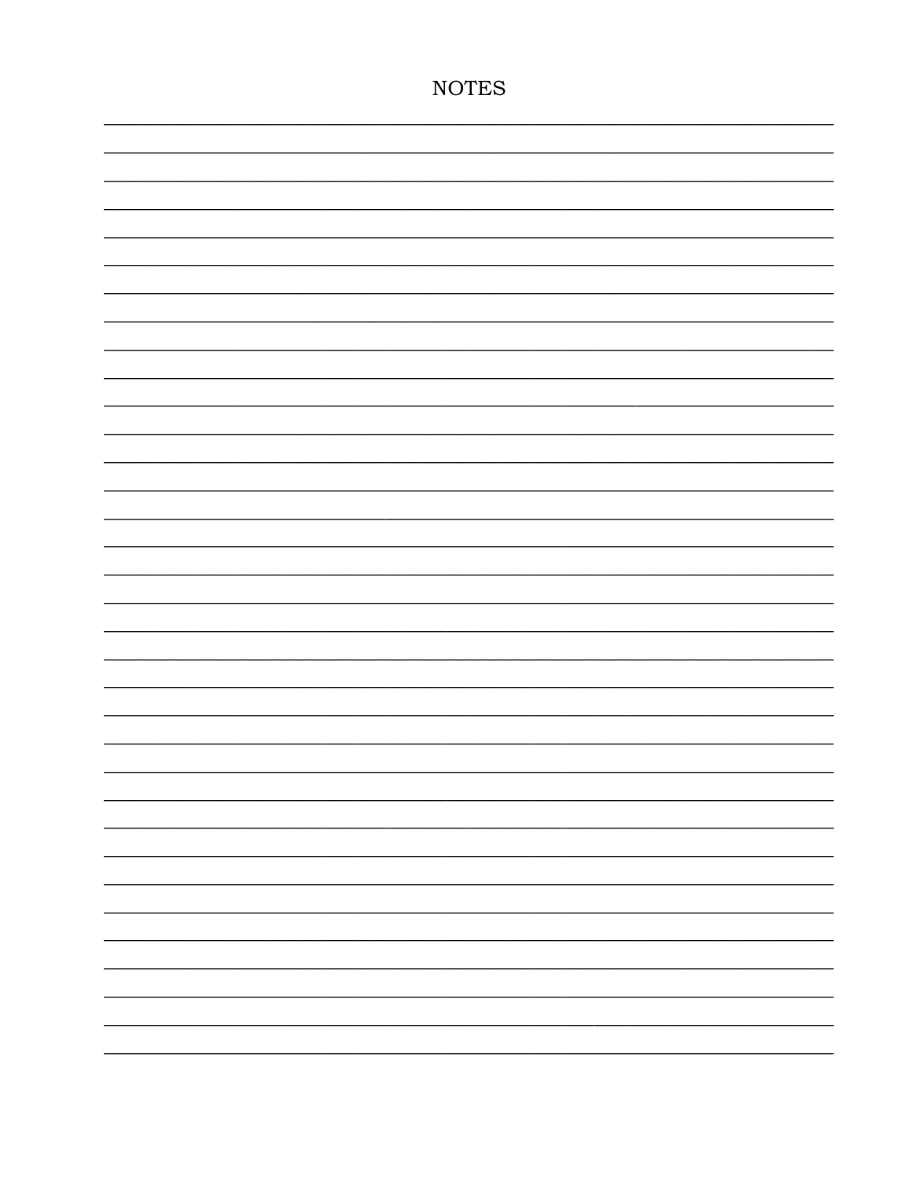# NOTES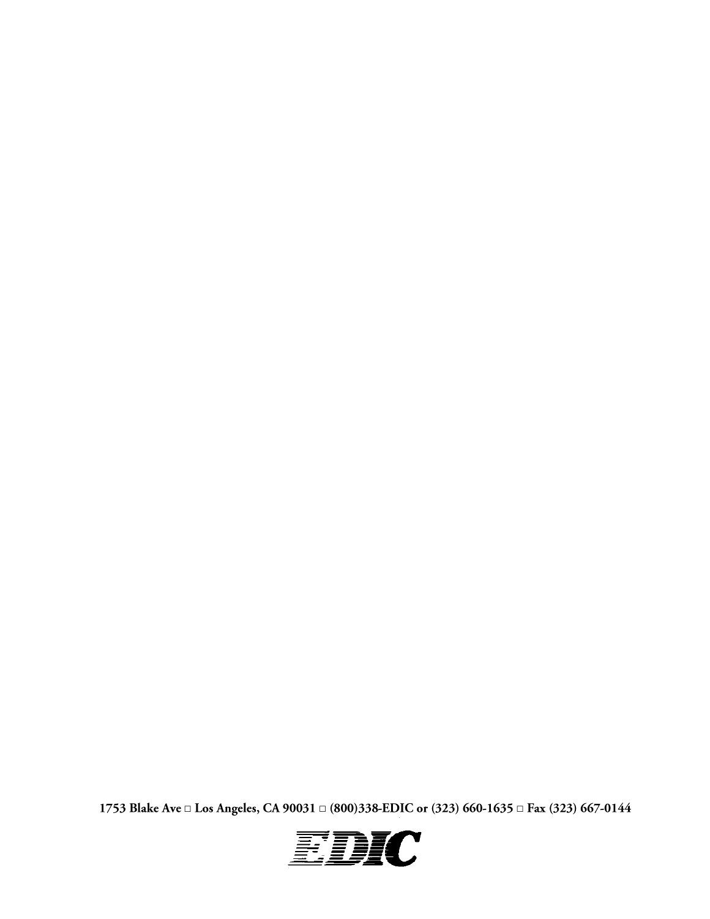1753 Blake Ave □ Los Angeles, CA 90031 □ (800)338-EDIC or (323) 660-1635 □ Fax (323) 667-0144

EDIC